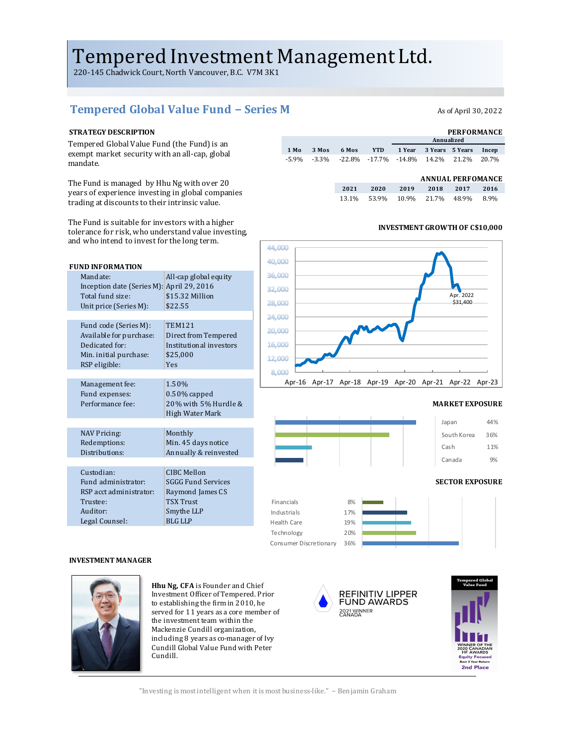# Tempered Investment Management Ltd.

220-145 Chadwick Court, North Vancouver, B.C. V7M 3K1

## Tempered Global Value Fund – Series M

As of April 30, 2022

### STRATEGY DESCRIPTION

Tempered Global Value Fund (the Fund) is an exempt market security with an all-cap, global mandate.

The Fund is managed by Hhu Ng with over 20 years of experience investing in global companies trading at discounts to their intrinsic value.

The Fund is suitable for investors with a higher tolerance for risk, who understand value investing, and who intend to invest for the long term.

### PERFORMANCE

| 1 Mo | 3 Mos | 6 Mos | YTD | 1 Year (Annualized) | 3 Years (Annualized) | 5 Years (Annualized) | Incep (Annualized) |
|---|---|---|---|---|---|---|---|
| -5.9% | -3.3% | -22.8% | -17.7% | -14.8% | 14.2% | 21.2% | 20.7% |

### ANNUAL PERFOMANCE

| 2021 | 2020 | 2019 | 2018 | 2017 | 2016 |
|---|---|---|---|---|---|
| 13.1% | 53.9% | 10.9% | 21.7% | 48.9% | 8.9% |

### INVESTMENT GROWTH OF C$10,000

Apr. 2022: $31,400

### FUND INFORMATION

| | |
|---|---|
| Mandate: | All-cap global equity |
| Inception date (Series M): | April 29, 2016 |
| Total fund size: | $15.32 Million |
| Unit price (Series M): | $22.55 |
| Fund code (Series M): | TEM121 |
| Available for purchase: | Direct from Tempered |
| Dedicated for: | Institutional investors |
| Min. initial purchase: | $25,000 |
| RSP eligible: | Yes |
| Management fee: | 1.50% |
| Fund expenses: | 0.50% capped |
| Performance fee: | 20% with 5% Hurdle & High Water Mark |
| NAV Pricing: | Monthly |
| Redemptions: | Min. 45 days notice |
| Distributions: | Annually & reinvested |
| Custodian: | CIBC Mellon |
| Fund administrator: | SGGG Fund Services |
| RSP acct administrator: | Raymond James CS |
| Trustee: | TSX Trust |
| Auditor: | Smythe LLP |
| Legal Counsel: | BLG LLP |

### MARKET EXPOSURE

| Country | Exposure |
|---|---|
| Japan | 44% |
| South Korea | 36% |
| Cash | 11% |
| Canada | 9% |

### SECTOR EXPOSURE

| Sector | Exposure |
|---|---|
| Financials | 8% |
| Industrials | 17% |
| Health Care | 19% |
| Technology | 20% |
| Consumer Discretionary | 36% |

### INVESTMENT MANAGER

**Hhu Ng, CFA** is Founder and Chief Investment Officer of Tempered. Prior to establishing the firm in 2010, he served for 11 years as a core member of the investment team within the Mackenzie Cundill organization, including 8 years as co-manager of Ivy Cundill Global Value Fund with Peter Cundill.

REFINITIV LIPPER FUND AWARDS 2021 WINNER CANADA

Tempered Global Value Fund – WINNER OF THE 2020 CANADIAN HF AWARDS, Equity Focused, Best 3 Year Return, 2nd Place

"Investing is most intelligent when it is most business-like." – Benjamin Graham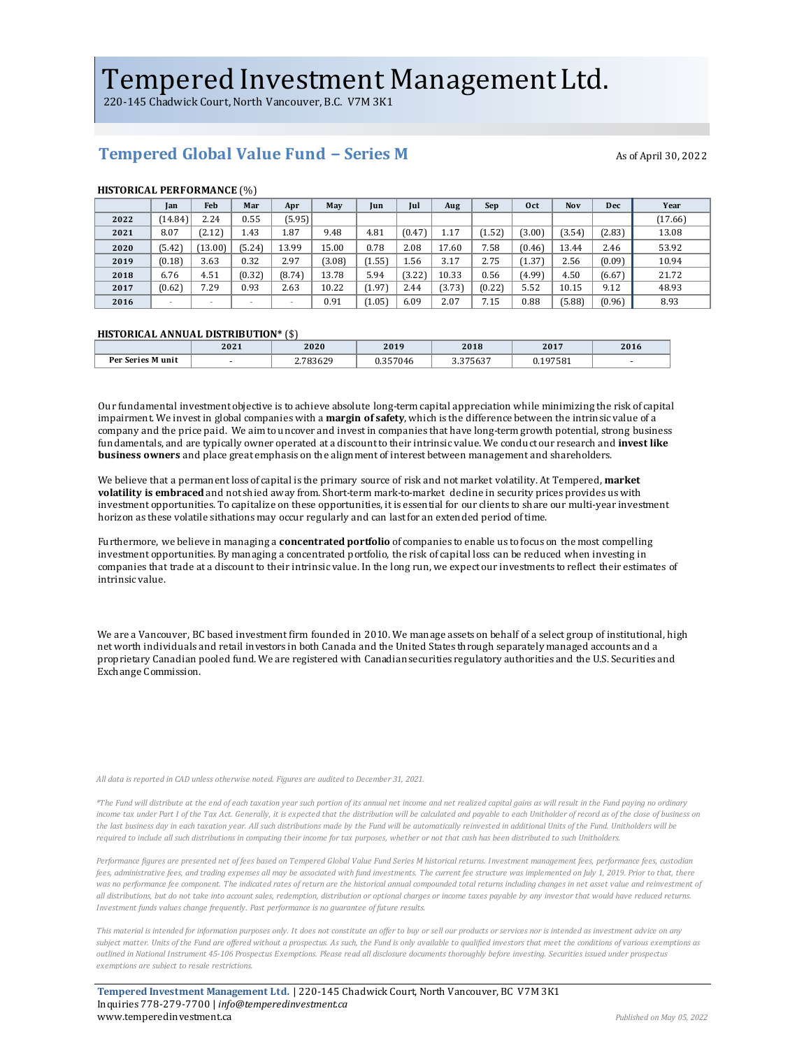# Tempered Investment Management Ltd.

220-145 Chadwick Court, North Vancouver, B.C. V7M 3K1

## Tempered Global Value Fund – Series M

As of April 30, 2022

**HISTORICAL PERFORMANCE** (%)

| | Jan | Feb | Mar | Apr | May | Jun | Jul | Aug | Sep | Oct | Nov | Dec | Year |
|---|---|---|---|---|---|---|---|---|---|---|---|---|---|
| **2022** | (14.84) | 2.24 | 0.55 | (5.95) | | | | | | | | | (17.66) |
| **2021** | 8.07 | (2.12) | 1.43 | 1.87 | 9.48 | 4.81 | (0.47) | 1.17 | (1.52) | (3.00) | (3.54) | (2.83) | 13.08 |
| **2020** | (5.42) | (13.00) | (5.24) | 13.99 | 15.00 | 0.78 | 2.08 | 17.60 | 7.58 | (0.46) | 13.44 | 2.46 | 53.92 |
| **2019** | (0.18) | 3.63 | 0.32 | 2.97 | (3.08) | (1.55) | 1.56 | 3.17 | 2.75 | (1.37) | 2.56 | (0.09) | 10.94 |
| **2018** | 6.76 | 4.51 | (0.32) | (8.74) | 13.78 | 5.94 | (3.22) | 10.33 | 0.56 | (4.99) | 4.50 | (6.67) | 21.72 |
| **2017** | (0.62) | 7.29 | 0.93 | 2.63 | 10.22 | (1.97) | 2.44 | (3.73) | (0.22) | 5.52 | 10.15 | 9.12 | 48.93 |
| **2016** | - | - | - | - | 0.91 | (1.05) | 6.09 | 2.07 | 7.15 | 0.88 | (5.88) | (0.96) | 8.93 |

**HISTORICAL ANNUAL DISTRIBUTION*** ($)

| | 2021 | 2020 | 2019 | 2018 | 2017 | 2016 |
|---|---|---|---|---|---|---|
| **Per Series M unit** | - | 2.783629 | 0.357046 | 3.375637 | 0.197581 | - |

Our fundamental investment objective is to achieve absolute long-term capital appreciation while minimizing the risk of capital impairment. We invest in global companies with a **margin of safety**, which is the difference between the intrinsic value of a company and the price paid. We aim to uncover and invest in companies that have long-term growth potential, strong business fundamentals, and are typically owner operated at a discount to their intrinsic value. We conduct our research and **invest like business owners** and place great emphasis on the alignment of interest between management and shareholders.

We believe that a permanent loss of capital is the primary source of risk and not market volatility. At Tempered, **market volatility is embraced** and not shied away from. Short-term mark-to-market decline in security prices provides us with investment opportunities. To capitalize on these opportunities, it is essential for our clients to share our multi-year investment horizon as these volatile sithations may occur regularly and can last for an extended period of time.

Furthermore, we believe in managing a **concentrated portfolio** of companies to enable us to focus on the most compelling investment opportunities. By managing a concentrated portfolio, the risk of capital loss can be reduced when investing in companies that trade at a discount to their intrinsic value. In the long run, we expect our investments to reflect their estimates of intrinsic value.

We are a Vancouver, BC based investment firm founded in 2010. We manage assets on behalf of a select group of institutional, high net worth individuals and retail investors in both Canada and the United States through separately managed accounts and a proprietary Canadian pooled fund. We are registered with Canadian securities regulatory authorities and the U.S. Securities and Exchange Commission.

*All data is reported in CAD unless otherwise noted. Figures are audited to December 31, 2021.*

*\*The Fund will distribute at the end of each taxation year such portion of its annual net income and net realized capital gains as will result in the Fund paying no ordinary income tax under Part I of the Tax Act. Generally, it is expected that the distribution will be calculated and payable to each Unitholder of record as of the close of business on the last business day in each taxation year. All such distributions made by the Fund will be automatically reinvested in additional Units of the Fund. Unitholders will be required to include all such distributions in computing their income for tax purposes, whether or not that cash has been distributed to such Unitholders.*

*Performance figures are presented net of fees based on Tempered Global Value Fund Series M historical returns. Investment management fees, performance fees, custodian fees, administrative fees, and trading expenses all may be associated with fund investments. The current fee structure was implemented on July 1, 2019. Prior to that, there was no performance fee component. The indicated rates of return are the historical annual compounded total returns including changes in net asset value and reinvestment of all distributions, but do not take into account sales, redemption, distribution or optional charges or income taxes payable by any investor that would have reduced returns. Investment funds values change frequently. Past performance is no guarantee of future results.*

*This material is intended for information purposes only. It does not constitute an offer to buy or sell our products or services nor is intended as investment advice on any subject matter. Units of the Fund are offered without a prospectus. As such, the Fund is only available to qualified investors that meet the conditions of various exemptions as outlined in National Instrument 45-106 Prospectus Exemptions. Please read all disclosure documents thoroughly before investing. Securities issued under prospectus exemptions are subject to resale restrictions.*

**Tempered Investment Management Ltd.** | 220-145 Chadwick Court, North Vancouver, BC V7M 3K1
Inquiries 778-279-7700 | *info@temperedinvestment.ca*
www.temperedinvestment.ca

*Published on May 05, 2022*